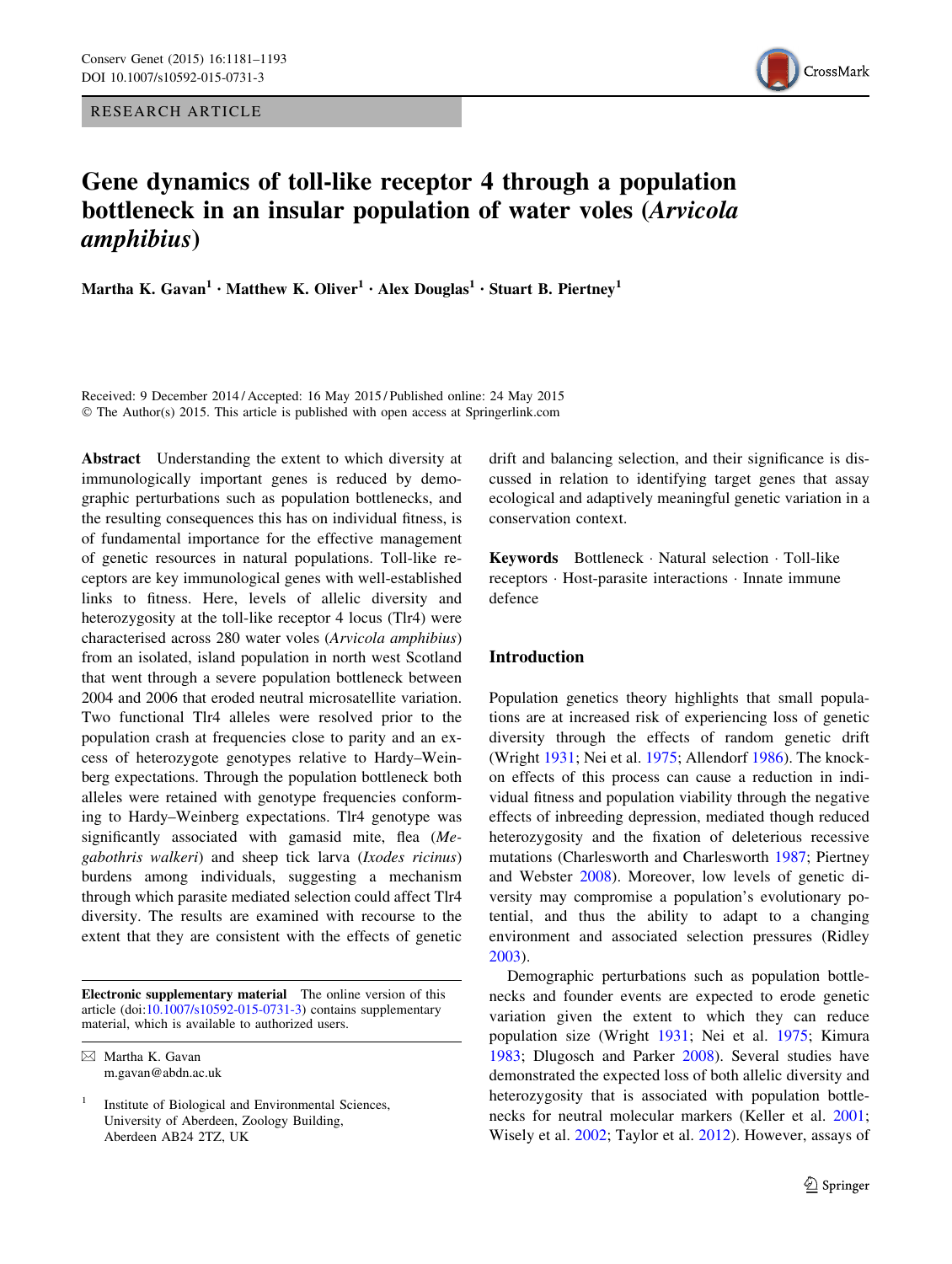RESEARCH ARTICLE

# Gene dynamics of toll-like receptor 4 through a population bottleneck in an insular population of water voles (*Arvicola amphibius*)

**Martha K. Gavan[1] · Matthew K. Oliver[1] · Alex Douglas[1] · Stuart B. Piertney[1]**

Received: 9 December 2014 / Accepted: 16 May 2015 / Published online: 24 May 2015
© The Author(s) 2015. This article is published with open access at Springerlink.com

**Abstract** Understanding the extent to which diversity at immunologically important genes is reduced by demographic perturbations such as population bottlenecks, and the resulting consequences this has on individual fitness, is of fundamental importance for the effective management of genetic resources in natural populations. Toll-like receptors are key immunological genes with well-established links to fitness. Here, levels of allelic diversity and heterozygosity at the toll-like receptor 4 locus (Tlr4) were characterised across 280 water voles (*Arvicola amphibius*) from an isolated, island population in north west Scotland that went through a severe population bottleneck between 2004 and 2006 that eroded neutral microsatellite variation. Two functional Tlr4 alleles were resolved prior to the population crash at frequencies close to parity and an excess of heterozygote genotypes relative to Hardy–Weinberg expectations. Through the population bottleneck both alleles were retained with genotype frequencies conforming to Hardy–Weinberg expectations. Tlr4 genotype was significantly associated with gamasid mite, flea (*Megabothris walkeri*) and sheep tick larva (*Ixodes ricinus*) burdens among individuals, suggesting a mechanism through which parasite mediated selection could affect Tlr4 diversity. The results are examined with recourse to the extent that they are consistent with the effects of genetic drift and balancing selection, and their significance is discussed in relation to identifying target genes that assay ecological and adaptively meaningful genetic variation in a conservation context.

**Keywords** Bottleneck · Natural selection · Toll-like receptors · Host-parasite interactions · Innate immune defence

**Electronic supplementary material** The online version of this article (doi:10.1007/s10592-015-0731-3) contains supplementary material, which is available to authorized users.

✉ Martha K. Gavan
m.gavan@abdn.ac.uk

[1] Institute of Biological and Environmental Sciences, University of Aberdeen, Zoology Building, Aberdeen AB24 2TZ, UK

## Introduction

Population genetics theory highlights that small populations are at increased risk of experiencing loss of genetic diversity through the effects of random genetic drift (Wright 1931; Nei et al. 1975; Allendorf 1986). The knock-on effects of this process can cause a reduction in individual fitness and population viability through the negative effects of inbreeding depression, mediated though reduced heterozygosity and the fixation of deleterious recessive mutations (Charlesworth and Charlesworth 1987; Piertney and Webster 2008). Moreover, low levels of genetic diversity may compromise a population's evolutionary potential, and thus the ability to adapt to a changing environment and associated selection pressures (Ridley 2003).

Demographic perturbations such as population bottlenecks and founder events are expected to erode genetic variation given the extent to which they can reduce population size (Wright 1931; Nei et al. 1975; Kimura 1983; Dlugosch and Parker 2008). Several studies have demonstrated the expected loss of both allelic diversity and heterozygosity that is associated with population bottlenecks for neutral molecular markers (Keller et al. 2001; Wisely et al. 2002; Taylor et al. 2012). However, assays of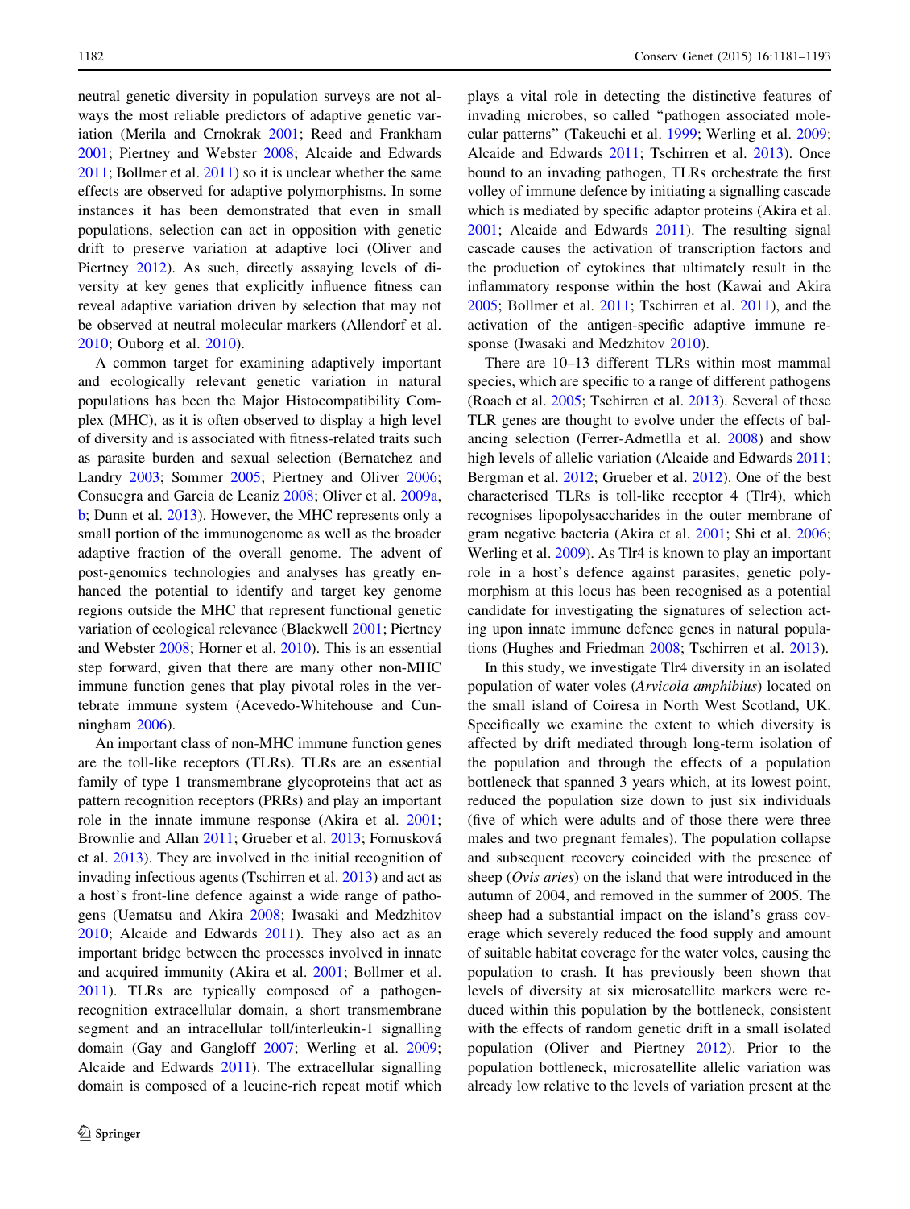neutral genetic diversity in population surveys are not always the most reliable predictors of adaptive genetic variation (Merila and Crnokrak 2001; Reed and Frankham 2001; Piertney and Webster 2008; Alcaide and Edwards 2011; Bollmer et al. 2011) so it is unclear whether the same effects are observed for adaptive polymorphisms. In some instances it has been demonstrated that even in small populations, selection can act in opposition with genetic drift to preserve variation at adaptive loci (Oliver and Piertney 2012). As such, directly assaying levels of diversity at key genes that explicitly influence fitness can reveal adaptive variation driven by selection that may not be observed at neutral molecular markers (Allendorf et al. 2010; Ouborg et al. 2010).

A common target for examining adaptively important and ecologically relevant genetic variation in natural populations has been the Major Histocompatibility Complex (MHC), as it is often observed to display a high level of diversity and is associated with fitness-related traits such as parasite burden and sexual selection (Bernatchez and Landry 2003; Sommer 2005; Piertney and Oliver 2006; Consuegra and Garcia de Leaniz 2008; Oliver et al. 2009a, b; Dunn et al. 2013). However, the MHC represents only a small portion of the immunogenome as well as the broader adaptive fraction of the overall genome. The advent of post-genomics technologies and analyses has greatly enhanced the potential to identify and target key genome regions outside the MHC that represent functional genetic variation of ecological relevance (Blackwell 2001; Piertney and Webster 2008; Horner et al. 2010). This is an essential step forward, given that there are many other non-MHC immune function genes that play pivotal roles in the vertebrate immune system (Acevedo-Whitehouse and Cunningham 2006).

An important class of non-MHC immune function genes are the toll-like receptors (TLRs). TLRs are an essential family of type 1 transmembrane glycoproteins that act as pattern recognition receptors (PRRs) and play an important role in the innate immune response (Akira et al. 2001; Brownlie and Allan 2011; Grueber et al. 2013; Fornusková et al. 2013). They are involved in the initial recognition of invading infectious agents (Tschirren et al. 2013) and act as a host's front-line defence against a wide range of pathogens (Uematsu and Akira 2008; Iwasaki and Medzhitov 2010; Alcaide and Edwards 2011). They also act as an important bridge between the processes involved in innate and acquired immunity (Akira et al. 2001; Bollmer et al. 2011). TLRs are typically composed of a pathogen-recognition extracellular domain, a short transmembrane segment and an intracellular toll/interleukin-1 signalling domain (Gay and Gangloff 2007; Werling et al. 2009; Alcaide and Edwards 2011). The extracellular signalling domain is composed of a leucine-rich repeat motif which plays a vital role in detecting the distinctive features of invading microbes, so called "pathogen associated molecular patterns" (Takeuchi et al. 1999; Werling et al. 2009; Alcaide and Edwards 2011; Tschirren et al. 2013). Once bound to an invading pathogen, TLRs orchestrate the first volley of immune defence by initiating a signalling cascade which is mediated by specific adaptor proteins (Akira et al. 2001; Alcaide and Edwards 2011). The resulting signal cascade causes the activation of transcription factors and the production of cytokines that ultimately result in the inflammatory response within the host (Kawai and Akira 2005; Bollmer et al. 2011; Tschirren et al. 2011), and the activation of the antigen-specific adaptive immune response (Iwasaki and Medzhitov 2010).

There are 10–13 different TLRs within most mammal species, which are specific to a range of different pathogens (Roach et al. 2005; Tschirren et al. 2013). Several of these TLR genes are thought to evolve under the effects of balancing selection (Ferrer-Admetlla et al. 2008) and show high levels of allelic variation (Alcaide and Edwards 2011; Bergman et al. 2012; Grueber et al. 2012). One of the best characterised TLRs is toll-like receptor 4 (Tlr4), which recognises lipopolysaccharides in the outer membrane of gram negative bacteria (Akira et al. 2001; Shi et al. 2006; Werling et al. 2009). As Tlr4 is known to play an important role in a host's defence against parasites, genetic polymorphism at this locus has been recognised as a potential candidate for investigating the signatures of selection acting upon innate immune defence genes in natural populations (Hughes and Friedman 2008; Tschirren et al. 2013).

In this study, we investigate Tlr4 diversity in an isolated population of water voles (*Arvicola amphibius*) located on the small island of Coiresa in North West Scotland, UK. Specifically we examine the extent to which diversity is affected by drift mediated through long-term isolation of the population and through the effects of a population bottleneck that spanned 3 years which, at its lowest point, reduced the population size down to just six individuals (five of which were adults and of those there were three males and two pregnant females). The population collapse and subsequent recovery coincided with the presence of sheep (*Ovis aries*) on the island that were introduced in the autumn of 2004, and removed in the summer of 2005. The sheep had a substantial impact on the island's grass coverage which severely reduced the food supply and amount of suitable habitat coverage for the water voles, causing the population to crash. It has previously been shown that levels of diversity at six microsatellite markers were reduced within this population by the bottleneck, consistent with the effects of random genetic drift in a small isolated population (Oliver and Piertney 2012). Prior to the population bottleneck, microsatellite allelic variation was already low relative to the levels of variation present at the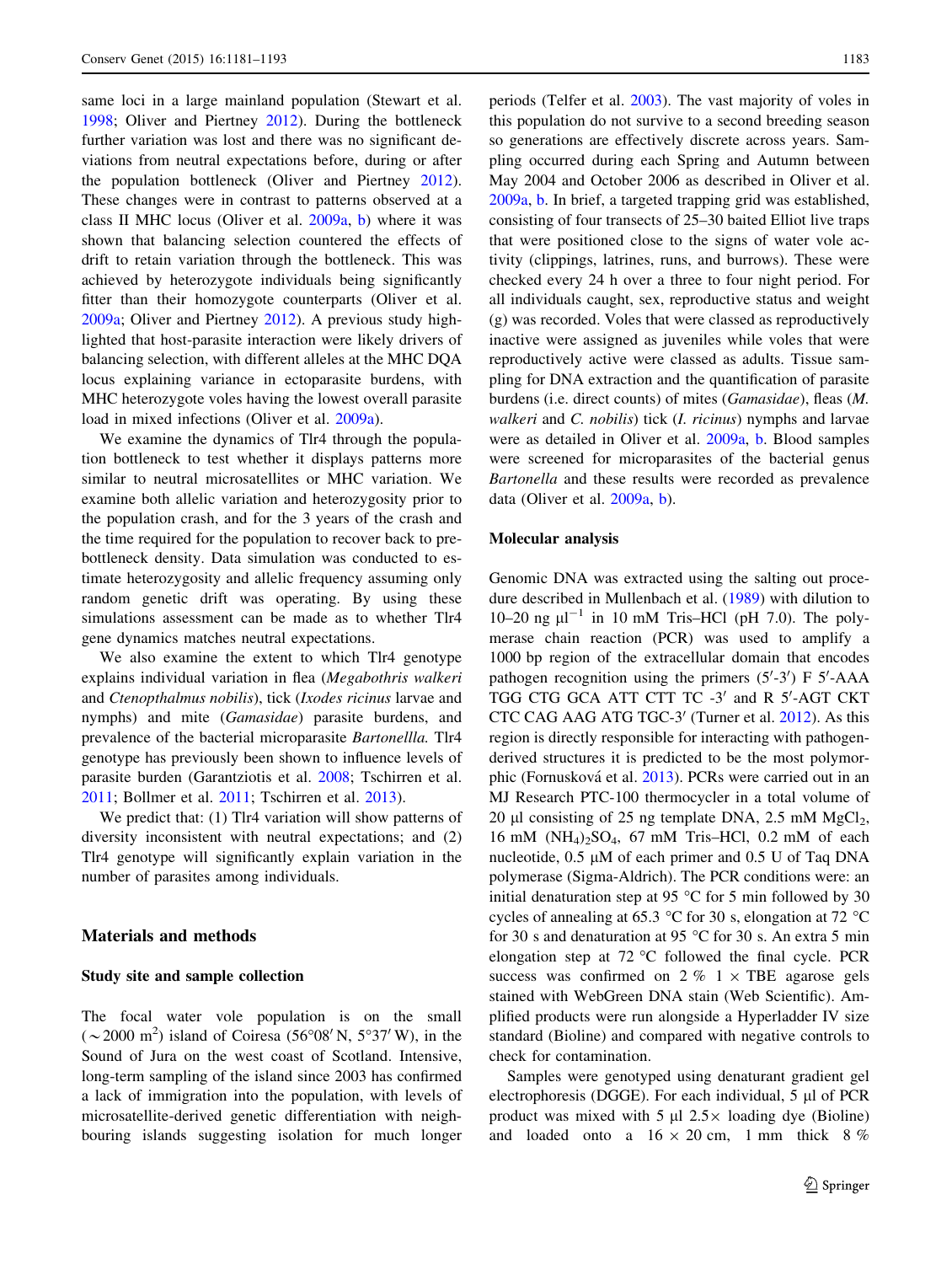same loci in a large mainland population (Stewart et al. 1998; Oliver and Piertney 2012). During the bottleneck further variation was lost and there was no significant deviations from neutral expectations before, during or after the population bottleneck (Oliver and Piertney 2012). These changes were in contrast to patterns observed at a class II MHC locus (Oliver et al. 2009a, b) where it was shown that balancing selection countered the effects of drift to retain variation through the bottleneck. This was achieved by heterozygote individuals being significantly fitter than their homozygote counterparts (Oliver et al. 2009a; Oliver and Piertney 2012). A previous study highlighted that host-parasite interaction were likely drivers of balancing selection, with different alleles at the MHC DQA locus explaining variance in ectoparasite burdens, with MHC heterozygote voles having the lowest overall parasite load in mixed infections (Oliver et al. 2009a).

We examine the dynamics of Tlr4 through the population bottleneck to test whether it displays patterns more similar to neutral microsatellites or MHC variation. We examine both allelic variation and heterozygosity prior to the population crash, and for the 3 years of the crash and the time required for the population to recover back to pre-bottleneck density. Data simulation was conducted to estimate heterozygosity and allelic frequency assuming only random genetic drift was operating. By using these simulations assessment can be made as to whether Tlr4 gene dynamics matches neutral expectations.

We also examine the extent to which Tlr4 genotype explains individual variation in flea (*Megabothris walkeri* and *Ctenopthalmus nobilis*), tick (*Ixodes ricinus* larvae and nymphs) and mite (*Gamasidae*) parasite burdens, and prevalence of the bacterial microparasite *Bartonellla.* Tlr4 genotype has previously been shown to influence levels of parasite burden (Garantziotis et al. 2008; Tschirren et al. 2011; Bollmer et al. 2011; Tschirren et al. 2013).

We predict that: (1) Tlr4 variation will show patterns of diversity inconsistent with neutral expectations; and (2) Tlr4 genotype will significantly explain variation in the number of parasites among individuals.

## Materials and methods

### Study site and sample collection

The focal water vole population is on the small (~2000 $m^2$) island of Coiresa (56°08′ N, 5°37′ W), in the Sound of Jura on the west coast of Scotland. Intensive, long-term sampling of the island since 2003 has confirmed a lack of immigration into the population, with levels of microsatellite-derived genetic differentiation with neighbouring islands suggesting isolation for much longer periods (Telfer et al. 2003). The vast majority of voles in this population do not survive to a second breeding season so generations are effectively discrete across years. Sampling occurred during each Spring and Autumn between May 2004 and October 2006 as described in Oliver et al. 2009a, b. In brief, a targeted trapping grid was established, consisting of four transects of 25–30 baited Elliot live traps that were positioned close to the signs of water vole activity (clippings, latrines, runs, and burrows). These were checked every 24 h over a three to four night period. For all individuals caught, sex, reproductive status and weight (g) was recorded. Voles that were classed as reproductively inactive were assigned as juveniles while voles that were reproductively active were classed as adults. Tissue sampling for DNA extraction and the quantification of parasite burdens (i.e. direct counts) of mites (*Gamasidae*), fleas (*M. walkeri* and *C. nobilis*) tick (*I. ricinus*) nymphs and larvae were as detailed in Oliver et al. 2009a, b. Blood samples were screened for microparasites of the bacterial genus *Bartonella* and these results were recorded as prevalence data (Oliver et al. 2009a, b).

### Molecular analysis

Genomic DNA was extracted using the salting out procedure described in Mullenbach et al. (1989) with dilution to 10–20 ng $\mu l^{-1}$ in 10 mM Tris–HCl (pH 7.0). The polymerase chain reaction (PCR) was used to amplify a 1000 bp region of the extracellular domain that encodes pathogen recognition using the primers (5′-3′) F 5′-AAA TGG CTG GCA ATT CTT TC -3′ and R 5′-AGT CKT CTC CAG AAG ATG TGC-3′ (Turner et al. 2012). As this region is directly responsible for interacting with pathogen-derived structures it is predicted to be the most polymorphic (Fornusková et al. 2013). PCRs were carried out in an MJ Research PTC-100 thermocycler in a total volume of 20 µl consisting of 25 ng template DNA, 2.5 mM $MgCl_2$, 16 mM $(NH_4)_2SO_4$, 67 mM Tris–HCl, 0.2 mM of each nucleotide, 0.5 µM of each primer and 0.5 U of Taq DNA polymerase (Sigma-Aldrich). The PCR conditions were: an initial denaturation step at 95 °C for 5 min followed by 30 cycles of annealing at 65.3 °C for 30 s, elongation at 72 °C for 30 s and denaturation at 95 °C for 30 s. An extra 5 min elongation step at 72 °C followed the final cycle. PCR success was confirmed on 2 % 1 × TBE agarose gels stained with WebGreen DNA stain (Web Scientific). Amplified products were run alongside a Hyperladder IV size standard (Bioline) and compared with negative controls to check for contamination.

Samples were genotyped using denaturant gradient gel electrophoresis (DGGE). For each individual, 5 µl of PCR product was mixed with 5 µl 2.5× loading dye (Bioline) and loaded onto a 16 × 20 cm, 1 mm thick 8 %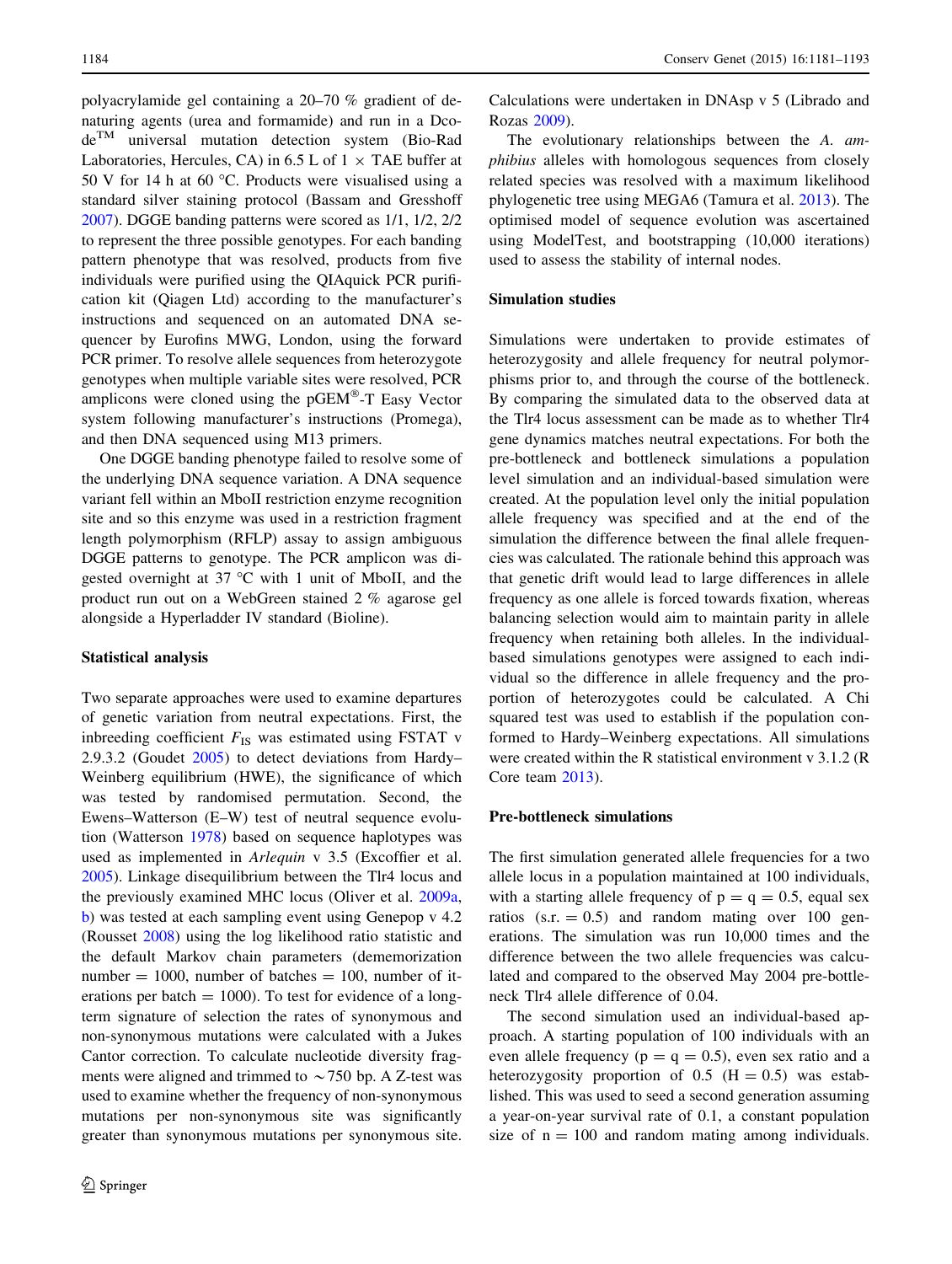polyacrylamide gel containing a 20–70 % gradient of denaturing agents (urea and formamide) and run in a Dcode™ universal mutation detection system (Bio-Rad Laboratories, Hercules, CA) in 6.5 L of 1 × TAE buffer at 50 V for 14 h at 60 °C. Products were visualised using a standard silver staining protocol (Bassam and Gresshoff 2007). DGGE banding patterns were scored as 1/1, 1/2, 2/2 to represent the three possible genotypes. For each banding pattern phenotype that was resolved, products from five individuals were purified using the QIAquick PCR purification kit (Qiagen Ltd) according to the manufacturer's instructions and sequenced on an automated DNA sequencer by Eurofins MWG, London, using the forward PCR primer. To resolve allele sequences from heterozygote genotypes when multiple variable sites were resolved, PCR amplicons were cloned using the pGEM®-T Easy Vector system following manufacturer's instructions (Promega), and then DNA sequenced using M13 primers.

One DGGE banding phenotype failed to resolve some of the underlying DNA sequence variation. A DNA sequence variant fell within an MboII restriction enzyme recognition site and so this enzyme was used in a restriction fragment length polymorphism (RFLP) assay to assign ambiguous DGGE patterns to genotype. The PCR amplicon was digested overnight at 37 °C with 1 unit of MboII, and the product run out on a WebGreen stained 2 % agarose gel alongside a Hyperladder IV standard (Bioline).

## Statistical analysis

Two separate approaches were used to examine departures of genetic variation from neutral expectations. First, the inbreeding coefficient $F_{IS}$ was estimated using FSTAT v 2.9.3.2 (Goudet 2005) to detect deviations from Hardy–Weinberg equilibrium (HWE), the significance of which was tested by randomised permutation. Second, the Ewens–Watterson (E–W) test of neutral sequence evolution (Watterson 1978) based on sequence haplotypes was used as implemented in *Arlequin* v 3.5 (Excoffier et al. 2005). Linkage disequilibrium between the Tlr4 locus and the previously examined MHC locus (Oliver et al. 2009a, b) was tested at each sampling event using Genepop v 4.2 (Rousset 2008) using the log likelihood ratio statistic and the default Markov chain parameters (dememorization number = 1000, number of batches = 100, number of iterations per batch = 1000). To test for evidence of a long-term signature of selection the rates of synonymous and non-synonymous mutations were calculated with a Jukes Cantor correction. To calculate nucleotide diversity fragments were aligned and trimmed to ~750 bp. A Z-test was used to examine whether the frequency of non-synonymous mutations per non-synonymous site was significantly greater than synonymous mutations per synonymous site. Calculations were undertaken in DNAsp v 5 (Librado and Rozas 2009).

The evolutionary relationships between the *A. amphibius* alleles with homologous sequences from closely related species was resolved with a maximum likelihood phylogenetic tree using MEGA6 (Tamura et al. 2013). The optimised model of sequence evolution was ascertained using ModelTest, and bootstrapping (10,000 iterations) used to assess the stability of internal nodes.

## Simulation studies

Simulations were undertaken to provide estimates of heterozygosity and allele frequency for neutral polymorphisms prior to, and through the course of the bottleneck. By comparing the simulated data to the observed data at the Tlr4 locus assessment can be made as to whether Tlr4 gene dynamics matches neutral expectations. For both the pre-bottleneck and bottleneck simulations a population level simulation and an individual-based simulation were created. At the population level only the initial population allele frequency was specified and at the end of the simulation the difference between the final allele frequencies was calculated. The rationale behind this approach was that genetic drift would lead to large differences in allele frequency as one allele is forced towards fixation, whereas balancing selection would aim to maintain parity in allele frequency when retaining both alleles. In the individual-based simulations genotypes were assigned to each individual so the difference in allele frequency and the proportion of heterozygotes could be calculated. A Chi squared test was used to establish if the population conformed to Hardy–Weinberg expectations. All simulations were created within the R statistical environment v 3.1.2 (R Core team 2013).

## Pre-bottleneck simulations

The first simulation generated allele frequencies for a two allele locus in a population maintained at 100 individuals, with a starting allele frequency of p = q = 0.5, equal sex ratios (s.r. = 0.5) and random mating over 100 generations. The simulation was run 10,000 times and the difference between the two allele frequencies was calculated and compared to the observed May 2004 pre-bottleneck Tlr4 allele difference of 0.04.

The second simulation used an individual-based approach. A starting population of 100 individuals with an even allele frequency (p = q = 0.5), even sex ratio and a heterozygosity proportion of 0.5 (H = 0.5) was established. This was used to seed a second generation assuming a year-on-year survival rate of 0.1, a constant population size of n = 100 and random mating among individuals.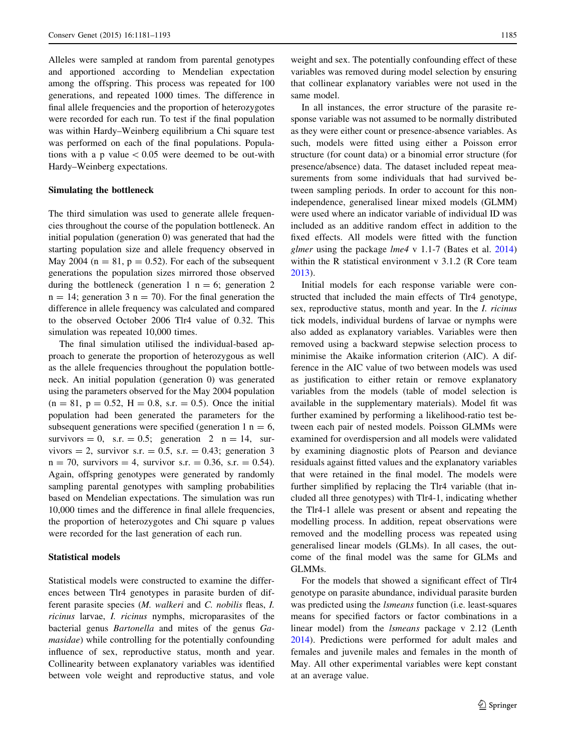Alleles were sampled at random from parental genotypes and apportioned according to Mendelian expectation among the offspring. This process was repeated for 100 generations, and repeated 1000 times. The difference in final allele frequencies and the proportion of heterozygotes were recorded for each run. To test if the final population was within Hardy–Weinberg equilibrium a Chi square test was performed on each of the final populations. Populations with a p value $< 0.05$ were deemed to be out-with Hardy–Weinberg expectations.

### Simulating the bottleneck

The third simulation was used to generate allele frequencies throughout the course of the population bottleneck. An initial population (generation 0) was generated that had the starting population size and allele frequency observed in May 2004 ($n = 81$, $p = 0.52$). For each of the subsequent generations the population sizes mirrored those observed during the bottleneck (generation 1 $n = 6$; generation 2 $n = 14$; generation 3 $n = 70$). For the final generation the difference in allele frequency was calculated and compared to the observed October 2006 Tlr4 value of 0.32. This simulation was repeated 10,000 times.

The final simulation utilised the individual-based approach to generate the proportion of heterozygous as well as the allele frequencies throughout the population bottleneck. An initial population (generation 0) was generated using the parameters observed for the May 2004 population ($n = 81$, $p = 0.52$, $H = 0.8$, s.r. $= 0.5$). Once the initial population had been generated the parameters for the subsequent generations were specified (generation 1 $n = 6$, survivors $= 0$, s.r. $= 0.5$; generation 2 $n = 14$, survivors $= 2$, survivor s.r. $= 0.5$, s.r. $= 0.43$; generation 3 $n = 70$, survivors $= 4$, survivor s.r. $= 0.36$, s.r. $= 0.54$). Again, offspring genotypes were generated by randomly sampling parental genotypes with sampling probabilities based on Mendelian expectations. The simulation was run 10,000 times and the difference in final allele frequencies, the proportion of heterozygotes and Chi square p values were recorded for the last generation of each run.

### Statistical models

Statistical models were constructed to examine the differences between Tlr4 genotypes in parasite burden of different parasite species (*M. walkeri* and *C. nobilis* fleas, *I. ricinus* larvae, *I. ricinus* nymphs, microparasites of the bacterial genus *Bartonella* and mites of the genus *Gamasidae*) while controlling for the potentially confounding influence of sex, reproductive status, month and year. Collinearity between explanatory variables was identified between vole weight and reproductive status, and vole weight and sex. The potentially confounding effect of these variables was removed during model selection by ensuring that collinear explanatory variables were not used in the same model.

In all instances, the error structure of the parasite response variable was not assumed to be normally distributed as they were either count or presence-absence variables. As such, models were fitted using either a Poisson error structure (for count data) or a binomial error structure (for presence/absence) data. The dataset included repeat measurements from some individuals that had survived between sampling periods. In order to account for this non-independence, generalised linear mixed models (GLMM) were used where an indicator variable of individual ID was included as an additive random effect in addition to the fixed effects. All models were fitted with the function *glmer* using the package *lme4* v 1.1-7 (Bates et al. 2014) within the R statistical environment v 3.1.2 (R Core team 2013).

Initial models for each response variable were constructed that included the main effects of Tlr4 genotype, sex, reproductive status, month and year. In the *I. ricinus* tick models, individual burdens of larvae or nymphs were also added as explanatory variables. Variables were then removed using a backward stepwise selection process to minimise the Akaike information criterion (AIC). A difference in the AIC value of two between models was used as justification to either retain or remove explanatory variables from the models (table of model selection is available in the supplementary materials). Model fit was further examined by performing a likelihood-ratio test between each pair of nested models. Poisson GLMMs were examined for overdispersion and all models were validated by examining diagnostic plots of Pearson and deviance residuals against fitted values and the explanatory variables that were retained in the final model. The models were further simplified by replacing the Tlr4 variable (that included all three genotypes) with Tlr4-1, indicating whether the Tlr4-1 allele was present or absent and repeating the modelling process. In addition, repeat observations were removed and the modelling process was repeated using generalised linear models (GLMs). In all cases, the outcome of the final model was the same for GLMs and GLMMs.

For the models that showed a significant effect of Tlr4 genotype on parasite abundance, individual parasite burden was predicted using the *lsmeans* function (i.e. least-squares means for specified factors or factor combinations in a linear model) from the *lsmeans* package v 2.12 (Lenth 2014). Predictions were performed for adult males and females and juvenile males and females in the month of May. All other experimental variables were kept constant at an average value.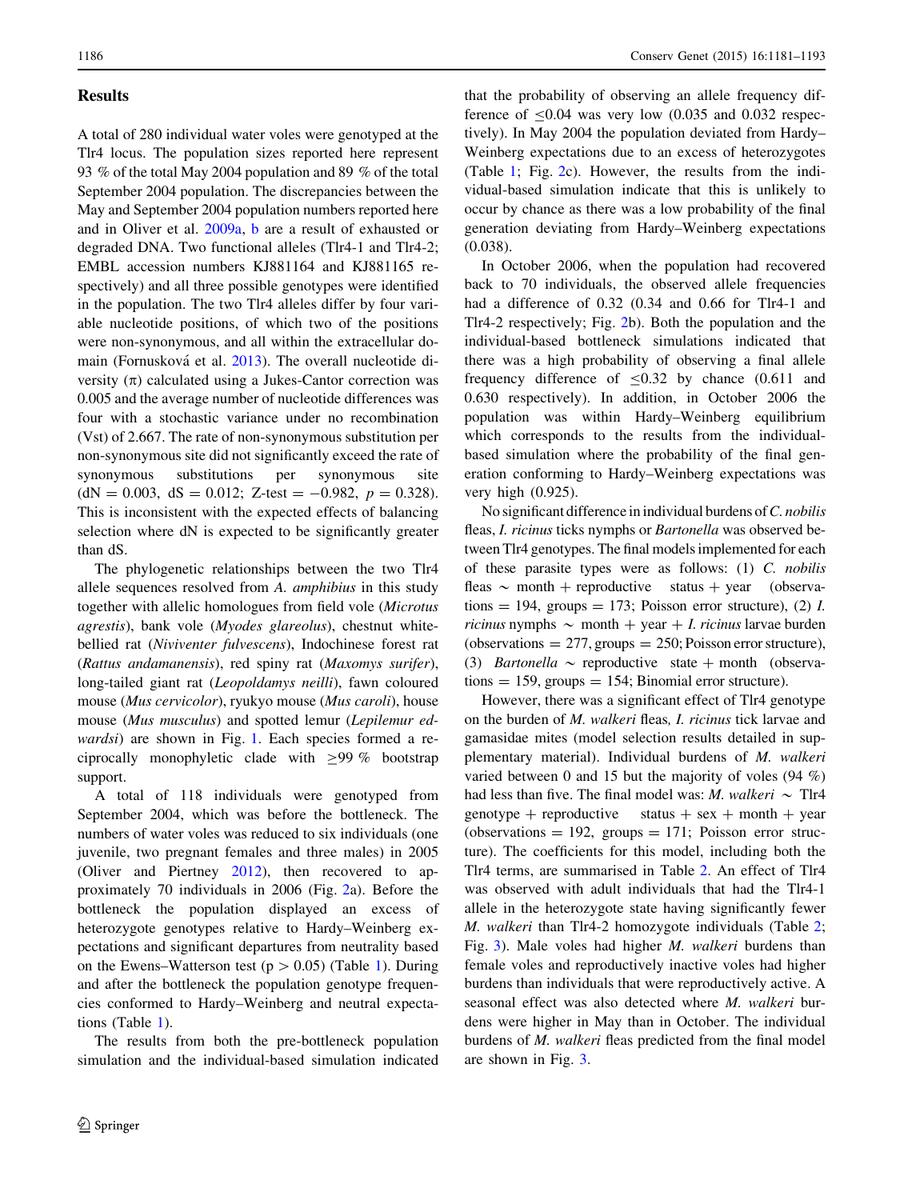## Results

A total of 280 individual water voles were genotyped at the Tlr4 locus. The population sizes reported here represent 93 % of the total May 2004 population and 89 % of the total September 2004 population. The discrepancies between the May and September 2004 population numbers reported here and in Oliver et al. 2009a, b are a result of exhausted or degraded DNA. Two functional alleles (Tlr4-1 and Tlr4-2; EMBL accession numbers KJ881164 and KJ881165 respectively) and all three possible genotypes were identified in the population. The two Tlr4 alleles differ by four variable nucleotide positions, of which two of the positions were non-synonymous, and all within the extracellular domain (Fornusková et al. 2013). The overall nucleotide diversity ($\pi$) calculated using a Jukes-Cantor correction was 0.005 and the average number of nucleotide differences was four with a stochastic variance under no recombination (Vst) of 2.667. The rate of non-synonymous substitution per non-synonymous site did not significantly exceed the rate of synonymous substitutions per synonymous site (dN = 0.003, dS = 0.012; Z-test = −0.982, $p = 0.328$). This is inconsistent with the expected effects of balancing selection where dN is expected to be significantly greater than dS.

The phylogenetic relationships between the two Tlr4 allele sequences resolved from *A. amphibius* in this study together with allelic homologues from field vole (*Microtus agrestis*), bank vole (*Myodes glareolus*), chestnut white-bellied rat (*Niviventer fulvescens*), Indochinese forest rat (*Rattus andamanensis*), red spiny rat (*Maxomys surifer*), long-tailed giant rat (*Leopoldamys neilli*), fawn coloured mouse (*Mus cervicolor*), ryukyo mouse (*Mus caroli*), house mouse (*Mus musculus*) and spotted lemur (*Lepilemur edwardsi*) are shown in Fig. 1. Each species formed a reciprocally monophyletic clade with ≥99 % bootstrap support.

A total of 118 individuals were genotyped from September 2004, which was before the bottleneck. The numbers of water voles was reduced to six individuals (one juvenile, two pregnant females and three males) in 2005 (Oliver and Piertney 2012), then recovered to approximately 70 individuals in 2006 (Fig. 2a). Before the bottleneck the population displayed an excess of heterozygote genotypes relative to Hardy–Weinberg expectations and significant departures from neutrality based on the Ewens–Watterson test ($p > 0.05$) (Table 1). During and after the bottleneck the population genotype frequencies conformed to Hardy–Weinberg and neutral expectations (Table 1).

The results from both the pre-bottleneck population simulation and the individual-based simulation indicated that the probability of observing an allele frequency difference of ≤0.04 was very low (0.035 and 0.032 respectively). In May 2004 the population deviated from Hardy–Weinberg expectations due to an excess of heterozygotes (Table 1; Fig. 2c). However, the results from the individual-based simulation indicate that this is unlikely to occur by chance as there was a low probability of the final generation deviating from Hardy–Weinberg expectations (0.038).

In October 2006, when the population had recovered back to 70 individuals, the observed allele frequencies had a difference of 0.32 (0.34 and 0.66 for Tlr4-1 and Tlr4-2 respectively; Fig. 2b). Both the population and the individual-based bottleneck simulations indicated that there was a high probability of observing a final allele frequency difference of ≤0.32 by chance (0.611 and 0.630 respectively). In addition, in October 2006 the population was within Hardy–Weinberg equilibrium which corresponds to the results from the individual-based simulation where the probability of the final generation conforming to Hardy–Weinberg expectations was very high (0.925).

No significant difference in individual burdens of *C. nobilis* fleas, *I. ricinus* ticks nymphs or *Bartonella* was observed between Tlr4 genotypes. The final models implemented for each of these parasite types were as follows: (1) *C. nobilis* fleas ~ month + reproductive status + year (observations = 194, groups = 173; Poisson error structure), (2) *I. ricinus* nymphs ~ month + year + *I. ricinus* larvae burden (observations = 277, groups = 250; Poisson error structure), (3) *Bartonella* ~ reproductive state + month (observations = 159, groups = 154; Binomial error structure).

However, there was a significant effect of Tlr4 genotype on the burden of *M. walkeri* fleas, *I. ricinus* tick larvae and gamasidae mites (model selection results detailed in supplementary material). Individual burdens of *M. walkeri* varied between 0 and 15 but the majority of voles (94 %) had less than five. The final model was: *M. walkeri* ~ Tlr4 genotype + reproductive status + sex + month + year (observations = 192, groups = 171; Poisson error structure). The coefficients for this model, including both the Tlr4 terms, are summarised in Table 2. An effect of Tlr4 was observed with adult individuals that had the Tlr4-1 allele in the heterozygote state having significantly fewer *M. walkeri* than Tlr4-2 homozygote individuals (Table 2; Fig. 3). Male voles had higher *M. walkeri* burdens than female voles and reproductively inactive voles had higher burdens than individuals that were reproductively active. A seasonal effect was also detected where *M. walkeri* burdens were higher in May than in October. The individual burdens of *M. walkeri* fleas predicted from the final model are shown in Fig. 3.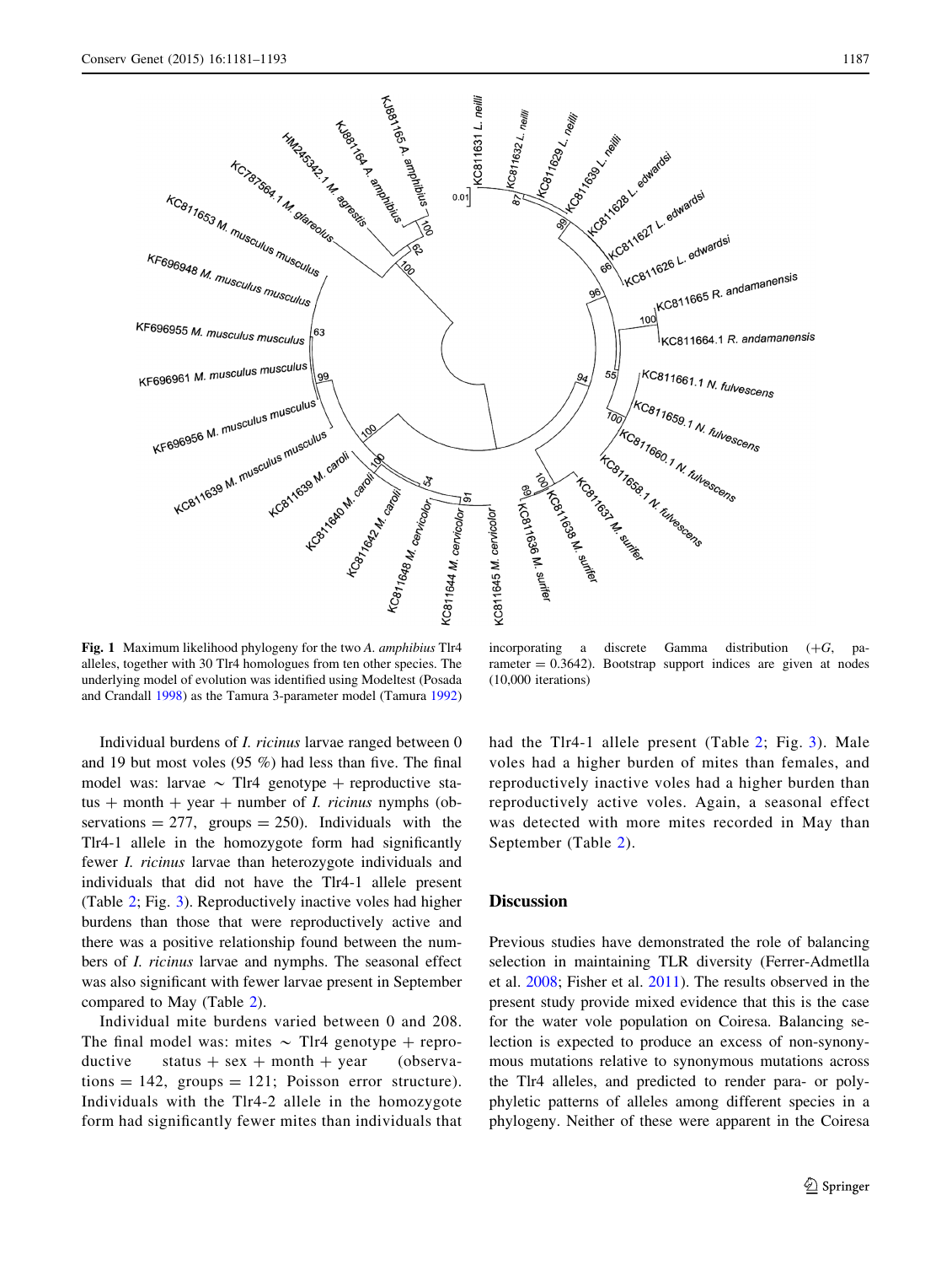Fig. 1 Maximum likelihood phylogeny for the two *A. amphibius* Tlr4 alleles, together with 30 Tlr4 homologues from ten other species. The underlying model of evolution was identified using Modeltest (Posada and Crandall 1998) as the Tamura 3-parameter model (Tamura 1992) incorporating a discrete Gamma distribution (+G, parameter = 0.3642). Bootstrap support indices are given at nodes (10,000 iterations)

Individual burdens of *I. ricinus* larvae ranged between 0 and 19 but most voles (95 %) had less than five. The final model was: larvae ~ Tlr4 genotype + reproductive status + month + year + number of *I. ricinus* nymphs (observations = 277, groups = 250). Individuals with the Tlr4-1 allele in the homozygote form had significantly fewer *I. ricinus* larvae than heterozygote individuals and individuals that did not have the Tlr4-1 allele present (Table 2; Fig. 3). Reproductively inactive voles had higher burdens than those that were reproductively active and there was a positive relationship found between the numbers of *I. ricinus* larvae and nymphs. The seasonal effect was also significant with fewer larvae present in September compared to May (Table 2).

Individual mite burdens varied between 0 and 208. The final model was: mites ~ Tlr4 genotype + reproductive status + sex + month + year (observations = 142, groups = 121; Poisson error structure). Individuals with the Tlr4-2 allele in the homozygote form had significantly fewer mites than individuals that had the Tlr4-1 allele present (Table 2; Fig. 3). Male voles had a higher burden of mites than females, and reproductively inactive voles had a higher burden than reproductively active voles. Again, a seasonal effect was detected with more mites recorded in May than September (Table 2).

## Discussion

Previous studies have demonstrated the role of balancing selection in maintaining TLR diversity (Ferrer-Admetlla et al. 2008; Fisher et al. 2011). The results observed in the present study provide mixed evidence that this is the case for the water vole population on Coiresa. Balancing selection is expected to produce an excess of non-synonymous mutations relative to synonymous mutations across the Tlr4 alleles, and predicted to render para- or polyphyletic patterns of alleles among different species in a phylogeny. Neither of these were apparent in the Coiresa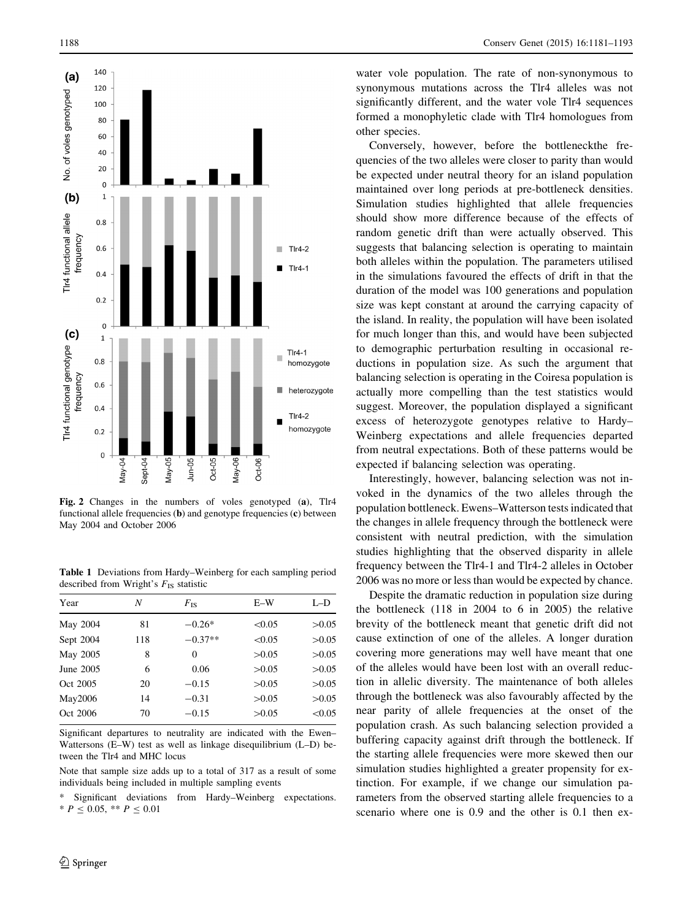(a)

140
120
100
80
60
40
20
0

No. of voles genotyped

(b)

1
0.8
0.6
0.4
0.2
0

Tlr4 functional allele frequency

Tlr4-2
Tlr4-1

(c)

1
0.8
0.6
0.4
0.2
0

Tlr4 functional genotype frequency

Tlr4-1 homozygote
heterozygote
Tlr4-2 homozygote

May-04
Sept-04
May-05
Jun-05
Oct-05
May-06
Oct-06

Fig. 2 Changes in the numbers of voles genotyped (a), Tlr4 functional allele frequencies (b) and genotype frequencies (c) between May 2004 and October 2006

Table 1 Deviations from Hardy–Weinberg for each sampling period described from Wright's $F_{IS}$ statistic

| Year | N | $F_{IS}$ | E–W | L–D |
|---|---|---|---|---|
| May 2004 | 81 | −0.26* | <0.05 | >0.05 |
| Sept 2004 | 118 | −0.37** | <0.05 | >0.05 |
| May 2005 | 8 | 0 | >0.05 | >0.05 |
| June 2005 | 6 | 0.06 | >0.05 | >0.05 |
| Oct 2005 | 20 | −0.15 | >0.05 | >0.05 |
| May2006 | 14 | −0.31 | >0.05 | >0.05 |
| Oct 2006 | 70 | −0.15 | >0.05 | <0.05 |

Significant departures to neutrality are indicated with the Ewen–Wattersons (E–W) test as well as linkage disequilibrium (L–D) between the Tlr4 and MHC locus

Note that sample size adds up to a total of 317 as a result of some individuals being included in multiple sampling events

\* Significant deviations from Hardy–Weinberg expectations. * $P \leq 0.05$, ** $P \leq 0.01$

water vole population. The rate of non-synonymous to synonymous mutations across the Tlr4 alleles was not significantly different, and the water vole Tlr4 sequences formed a monophyletic clade with Tlr4 homologues from other species.

Conversely, however, before the bottleneckthe frequencies of the two alleles were closer to parity than would be expected under neutral theory for an island population maintained over long periods at pre-bottleneck densities. Simulation studies highlighted that allele frequencies should show more difference because of the effects of random genetic drift than were actually observed. This suggests that balancing selection is operating to maintain both alleles within the population. The parameters utilised in the simulations favoured the effects of drift in that the duration of the model was 100 generations and population size was kept constant at around the carrying capacity of the island. In reality, the population will have been isolated for much longer than this, and would have been subjected to demographic perturbation resulting in occasional reductions in population size. As such the argument that balancing selection is operating in the Coiresa population is actually more compelling than the test statistics would suggest. Moreover, the population displayed a significant excess of heterozygote genotypes relative to Hardy–Weinberg expectations and allele frequencies departed from neutral expectations. Both of these patterns would be expected if balancing selection was operating.

Interestingly, however, balancing selection was not invoked in the dynamics of the two alleles through the population bottleneck. Ewens–Watterson tests indicated that the changes in allele frequency through the bottleneck were consistent with neutral prediction, with the simulation studies highlighting that the observed disparity in allele frequency between the Tlr4-1 and Tlr4-2 alleles in October 2006 was no more or less than would be expected by chance.

Despite the dramatic reduction in population size during the bottleneck (118 in 2004 to 6 in 2005) the relative brevity of the bottleneck meant that genetic drift did not cause extinction of one of the alleles. A longer duration covering more generations may well have meant that one of the alleles would have been lost with an overall reduction in allelic diversity. The maintenance of both alleles through the bottleneck was also favourably affected by the near parity of allele frequencies at the onset of the population crash. As such balancing selection provided a buffering capacity against drift through the bottleneck. If the starting allele frequencies were more skewed then our simulation studies highlighted a greater propensity for extinction. For example, if we change our simulation parameters from the observed starting allele frequencies to a scenario where one is 0.9 and the other is 0.1 then ex-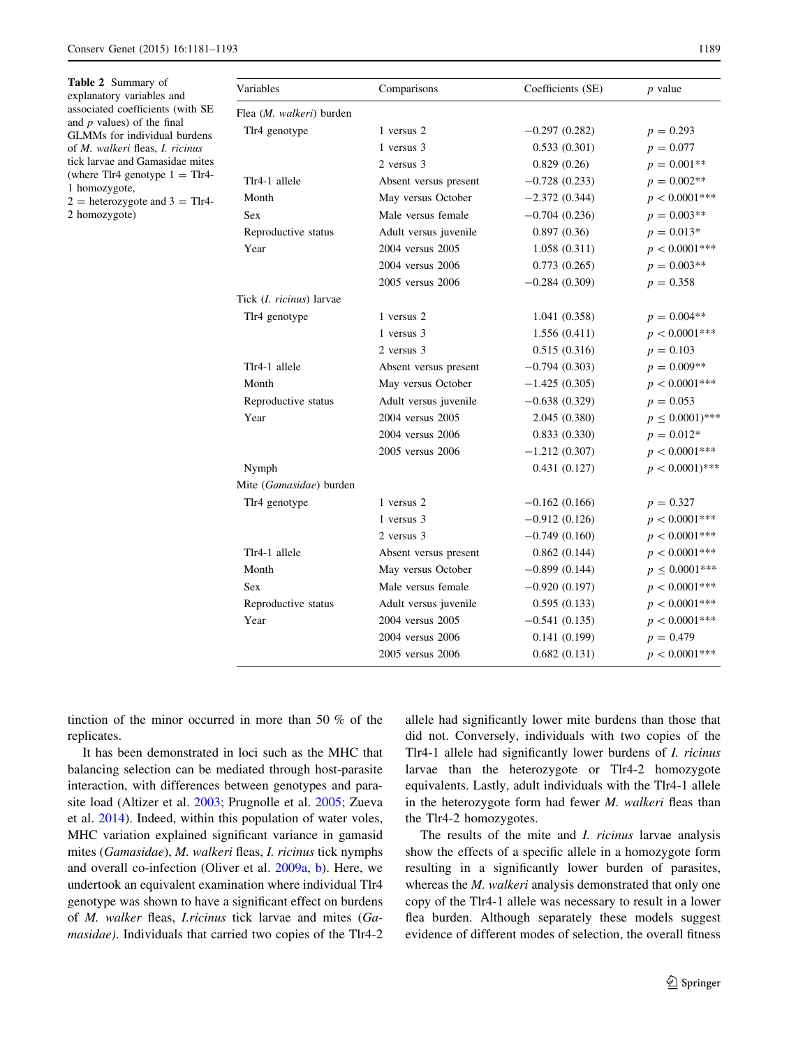**Table 2** Summary of explanatory variables and associated coefficients (with SE and *p* values) of the final GLMMs for individual burdens of *M. walkeri* fleas, *I. ricinus* tick larvae and Gamasidae mites (where Tlr4 genotype 1 = Tlr4-1 homozygote, 2 = heterozygote and 3 = Tlr4-2 homozygote)

| Variables | Comparisons | Coefficients (SE) | *p* value |
|---|---|---|---|
| Flea (*M. walkeri*) burden | | | |
| Tlr4 genotype | 1 versus 2 | −0.297 (0.282) | $p = 0.293$ |
| | 1 versus 3 | 0.533 (0.301) | $p = 0.077$ |
| | 2 versus 3 | 0.829 (0.26) | $p = 0.001$** |
| Tlr4-1 allele | Absent versus present | −0.728 (0.233) | $p = 0.002$** |
| Month | May versus October | −2.372 (0.344) | $p < 0.0001$*** |
| Sex | Male versus female | −0.704 (0.236) | $p = 0.003$** |
| Reproductive status | Adult versus juvenile | 0.897 (0.36) | $p = 0.013$* |
| Year | 2004 versus 2005 | 1.058 (0.311) | $p < 0.0001$*** |
| | 2004 versus 2006 | 0.773 (0.265) | $p = 0.003$** |
| | 2005 versus 2006 | −0.284 (0.309) | $p = 0.358$ |
| Tick (*I. ricinus*) larvae | | | |
| Tlr4 genotype | 1 versus 2 | 1.041 (0.358) | $p = 0.004$** |
| | 1 versus 3 | 1.556 (0.411) | $p < 0.0001$*** |
| | 2 versus 3 | 0.515 (0.316) | $p = 0.103$ |
| Tlr4-1 allele | Absent versus present | −0.794 (0.303) | $p = 0.009$** |
| Month | May versus October | −1.425 (0.305) | $p < 0.0001$*** |
| Reproductive status | Adult versus juvenile | −0.638 (0.329) | $p = 0.053$ |
| Year | 2004 versus 2005 | 2.045 (0.380) | $p \leq 0.0001)$*** |
| | 2004 versus 2006 | 0.833 (0.330) | $p = 0.012$* |
| | 2005 versus 2006 | −1.212 (0.307) | $p < 0.0001$*** |
| Nymph | | 0.431 (0.127) | $p < 0.0001)$*** |
| Mite (*Gamasidae*) burden | | | |
| Tlr4 genotype | 1 versus 2 | −0.162 (0.166) | $p = 0.327$ |
| | 1 versus 3 | −0.912 (0.126) | $p < 0.0001$*** |
| | 2 versus 3 | −0.749 (0.160) | $p < 0.0001$*** |
| Tlr4-1 allele | Absent versus present | 0.862 (0.144) | $p < 0.0001$*** |
| Month | May versus October | −0.899 (0.144) | $p \leq 0.0001$*** |
| Sex | Male versus female | −0.920 (0.197) | $p < 0.0001$*** |
| Reproductive status | Adult versus juvenile | 0.595 (0.133) | $p < 0.0001$*** |
| Year | 2004 versus 2005 | −0.541 (0.135) | $p < 0.0001$*** |
| | 2004 versus 2006 | 0.141 (0.199) | $p = 0.479$ |
| | 2005 versus 2006 | 0.682 (0.131) | $p < 0.0001$*** |

tinction of the minor occurred in more than 50 % of the replicates.

It has been demonstrated in loci such as the MHC that balancing selection can be mediated through host-parasite interaction, with differences between genotypes and parasite load (Altizer et al. 2003; Prugnolle et al. 2005; Zueva et al. 2014). Indeed, within this population of water voles, MHC variation explained significant variance in gamasid mites (*Gamasidae*), *M. walkeri* fleas, *I. ricinus* tick nymphs and overall co-infection (Oliver et al. 2009a, b). Here, we undertook an equivalent examination where individual Tlr4 genotype was shown to have a significant effect on burdens of *M. walker* fleas, *I.ricinus* tick larvae and mites (*Gamasidae)*. Individuals that carried two copies of the Tlr4-2 allele had significantly lower mite burdens than those that did not. Conversely, individuals with two copies of the Tlr4-1 allele had significantly lower burdens of *I. ricinus* larvae than the heterozygote or Tlr4-2 homozygote equivalents. Lastly, adult individuals with the Tlr4-1 allele in the heterozygote form had fewer *M. walkeri* fleas than the Tlr4-2 homozygotes.

The results of the mite and *I. ricinus* larvae analysis show the effects of a specific allele in a homozygote form resulting in a significantly lower burden of parasites, whereas the *M. walkeri* analysis demonstrated that only one copy of the Tlr4-1 allele was necessary to result in a lower flea burden. Although separately these models suggest evidence of different modes of selection, the overall fitness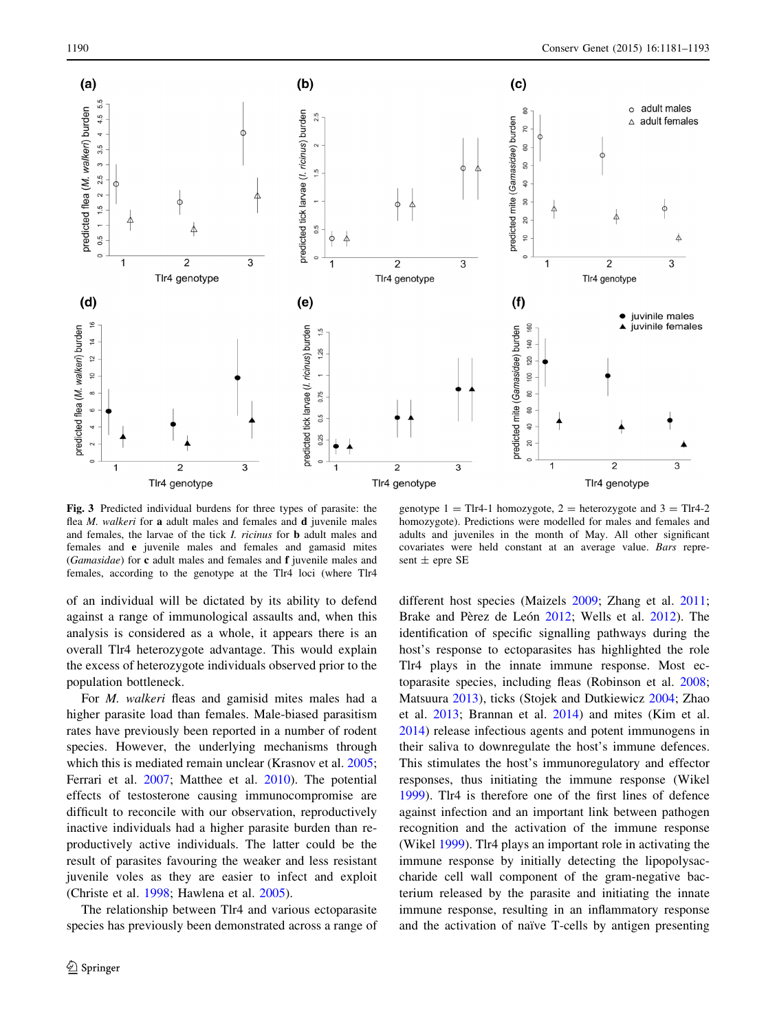**Fig. 3** Predicted individual burdens for three types of parasite: the flea *M. walkeri* for **a** adult males and females and **d** juvenile males and females, the larvae of the tick *I. ricinus* for **b** adult males and females and **e** juvenile males and females and gamasid mites (*Gamasidae*) for **c** adult males and females and **f** juvenile males and females, according to the genotype at the Tlr4 loci (where Tlr4 genotype 1 = Tlr4-1 homozygote, 2 = heterozygote and 3 = Tlr4-2 homozygote). Predictions were modelled for males and females and adults and juveniles in the month of May. All other significant covariates were held constant at an average value. *Bars* represent ± epre SE

of an individual will be dictated by its ability to defend against a range of immunological assaults and, when this analysis is considered as a whole, it appears there is an overall Tlr4 heterozygote advantage. This would explain the excess of heterozygote individuals observed prior to the population bottleneck.

For *M. walkeri* fleas and gamisid mites males had a higher parasite load than females. Male-biased parasitism rates have previously been reported in a number of rodent species. However, the underlying mechanisms through which this is mediated remain unclear (Krasnov et al. 2005; Ferrari et al. 2007; Matthee et al. 2010). The potential effects of testosterone causing immunocompromise are difficult to reconcile with our observation, reproductively inactive individuals had a higher parasite burden than reproductively active individuals. The latter could be the result of parasites favouring the weaker and less resistant juvenile voles as they are easier to infect and exploit (Christe et al. 1998; Hawlena et al. 2005).

The relationship between Tlr4 and various ectoparasite species has previously been demonstrated across a range of different host species (Maizels 2009; Zhang et al. 2011; Brake and Pèrez de León 2012; Wells et al. 2012). The identification of specific signalling pathways during the host's response to ectoparasites has highlighted the role Tlr4 plays in the innate immune response. Most ectoparasite species, including fleas (Robinson et al. 2008; Matsuura 2013), ticks (Stojek and Dutkiewicz 2004; Zhao et al. 2013; Brannan et al. 2014) and mites (Kim et al. 2014) release infectious agents and potent immunogens in their saliva to downregulate the host's immune defences. This stimulates the host's immunoregulatory and effector responses, thus initiating the immune response (Wikel 1999). Tlr4 is therefore one of the first lines of defence against infection and an important link between pathogen recognition and the activation of the immune response (Wikel 1999). Tlr4 plays an important role in activating the immune response by initially detecting the lipopolysaccharide cell wall component of the gram-negative bacterium released by the parasite and initiating the innate immune response, resulting in an inflammatory response and the activation of naïve T-cells by antigen presenting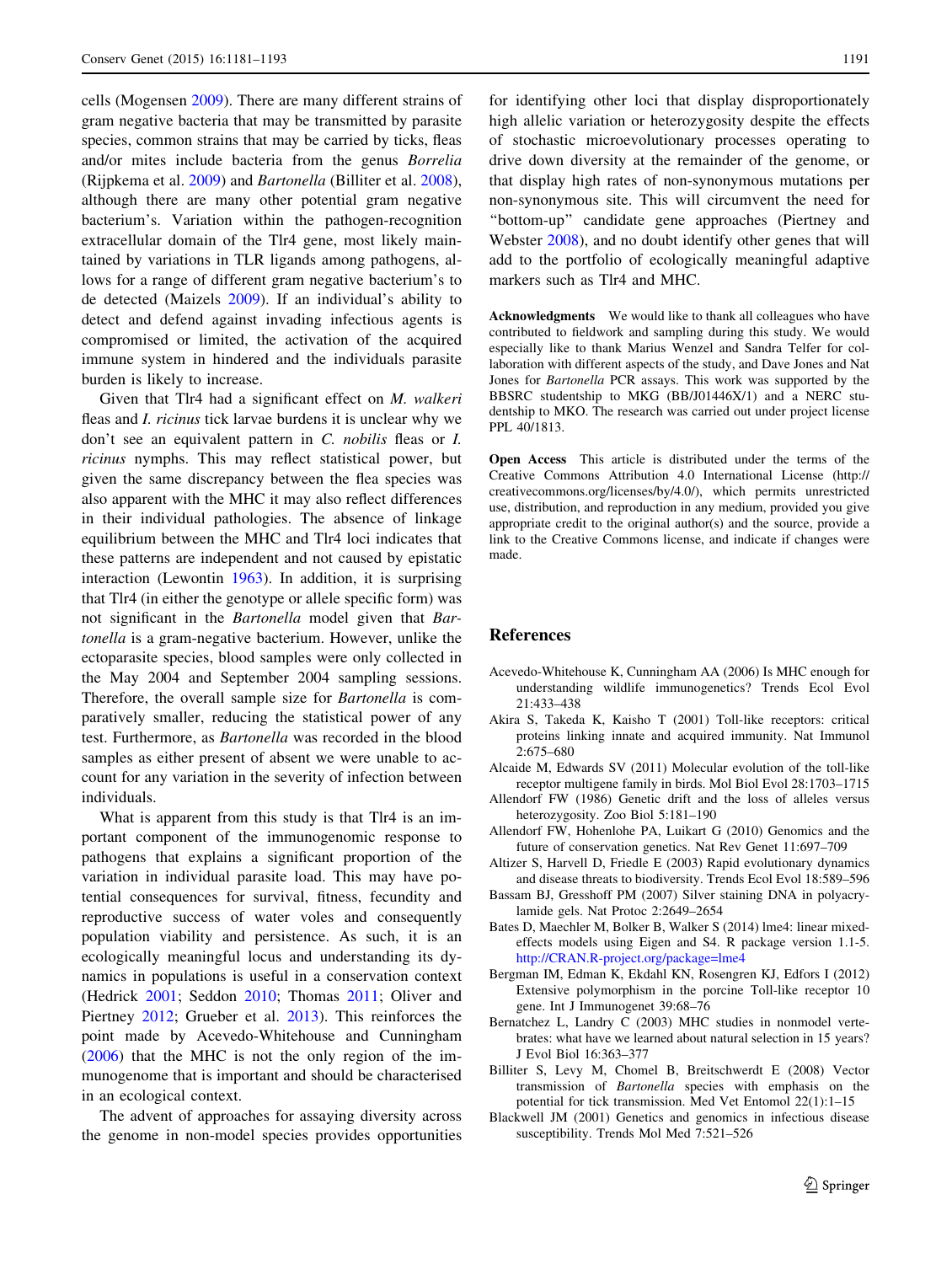cells (Mogensen 2009). There are many different strains of gram negative bacteria that may be transmitted by parasite species, common strains that may be carried by ticks, fleas and/or mites include bacteria from the genus *Borrelia* (Rijpkema et al. 2009) and *Bartonella* (Billiter et al. 2008), although there are many other potential gram negative bacterium's. Variation within the pathogen-recognition extracellular domain of the Tlr4 gene, most likely maintained by variations in TLR ligands among pathogens, allows for a range of different gram negative bacterium's to de detected (Maizels 2009). If an individual's ability to detect and defend against invading infectious agents is compromised or limited, the activation of the acquired immune system in hindered and the individuals parasite burden is likely to increase.

Given that Tlr4 had a significant effect on *M. walkeri* fleas and *I. ricinus* tick larvae burdens it is unclear why we don't see an equivalent pattern in *C. nobilis* fleas or *I. ricinus* nymphs. This may reflect statistical power, but given the same discrepancy between the flea species was also apparent with the MHC it may also reflect differences in their individual pathologies. The absence of linkage equilibrium between the MHC and Tlr4 loci indicates that these patterns are independent and not caused by epistatic interaction (Lewontin 1963). In addition, it is surprising that Tlr4 (in either the genotype or allele specific form) was not significant in the *Bartonella* model given that *Bartonella* is a gram-negative bacterium. However, unlike the ectoparasite species, blood samples were only collected in the May 2004 and September 2004 sampling sessions. Therefore, the overall sample size for *Bartonella* is comparatively smaller, reducing the statistical power of any test. Furthermore, as *Bartonella* was recorded in the blood samples as either present of absent we were unable to account for any variation in the severity of infection between individuals.

What is apparent from this study is that Tlr4 is an important component of the immunogenomic response to pathogens that explains a significant proportion of the variation in individual parasite load. This may have potential consequences for survival, fitness, fecundity and reproductive success of water voles and consequently population viability and persistence. As such, it is an ecologically meaningful locus and understanding its dynamics in populations is useful in a conservation context (Hedrick 2001; Seddon 2010; Thomas 2011; Oliver and Piertney 2012; Grueber et al. 2013). This reinforces the point made by Acevedo-Whitehouse and Cunningham (2006) that the MHC is not the only region of the immunogenome that is important and should be characterised in an ecological context.

The advent of approaches for assaying diversity across the genome in non-model species provides opportunities for identifying other loci that display disproportionately high allelic variation or heterozygosity despite the effects of stochastic microevolutionary processes operating to drive down diversity at the remainder of the genome, or that display high rates of non-synonymous mutations per non-synonymous site. This will circumvent the need for "bottom-up" candidate gene approaches (Piertney and Webster 2008), and no doubt identify other genes that will add to the portfolio of ecologically meaningful adaptive markers such as Tlr4 and MHC.

**Acknowledgments** We would like to thank all colleagues who have contributed to fieldwork and sampling during this study. We would especially like to thank Marius Wenzel and Sandra Telfer for collaboration with different aspects of the study, and Dave Jones and Nat Jones for *Bartonella* PCR assays. This work was supported by the BBSRC studentship to MKG (BB/J01446X/1) and a NERC studentship to MKO. The research was carried out under project license PPL 40/1813.

**Open Access** This article is distributed under the terms of the Creative Commons Attribution 4.0 International License (http://creativecommons.org/licenses/by/4.0/), which permits unrestricted use, distribution, and reproduction in any medium, provided you give appropriate credit to the original author(s) and the source, provide a link to the Creative Commons license, and indicate if changes were made.

## References

Acevedo-Whitehouse K, Cunningham AA (2006) Is MHC enough for understanding wildlife immunogenetics? Trends Ecol Evol 21:433–438

Akira S, Takeda K, Kaisho T (2001) Toll-like receptors: critical proteins linking innate and acquired immunity. Nat Immunol 2:675–680

Alcaide M, Edwards SV (2011) Molecular evolution of the toll-like receptor multigene family in birds. Mol Biol Evol 28:1703–1715

Allendorf FW (1986) Genetic drift and the loss of alleles versus heterozygosity. Zoo Biol 5:181–190

Allendorf FW, Hohenlohe PA, Luikart G (2010) Genomics and the future of conservation genetics. Nat Rev Genet 11:697–709

Altizer S, Harvell D, Friedle E (2003) Rapid evolutionary dynamics and disease threats to biodiversity. Trends Ecol Evol 18:589–596

Bassam BJ, Gresshoff PM (2007) Silver staining DNA in polyacrylamide gels. Nat Protoc 2:2649–2654

Bates D, Maechler M, Bolker B, Walker S (2014) lme4: linear mixed-effects models using Eigen and S4. R package version 1.1-5. http://CRAN.R-project.org/package=lme4

Bergman IM, Edman K, Ekdahl KN, Rosengren KJ, Edfors I (2012) Extensive polymorphism in the porcine Toll-like receptor 10 gene. Int J Immunogenet 39:68–76

Bernatchez L, Landry C (2003) MHC studies in nonmodel vertebrates: what have we learned about natural selection in 15 years? J Evol Biol 16:363–377

Billiter S, Levy M, Chomel B, Breitschwerdt E (2008) Vector transmission of *Bartonella* species with emphasis on the potential for tick transmission. Med Vet Entomol 22(1):1–15

Blackwell JM (2001) Genetics and genomics in infectious disease susceptibility. Trends Mol Med 7:521–526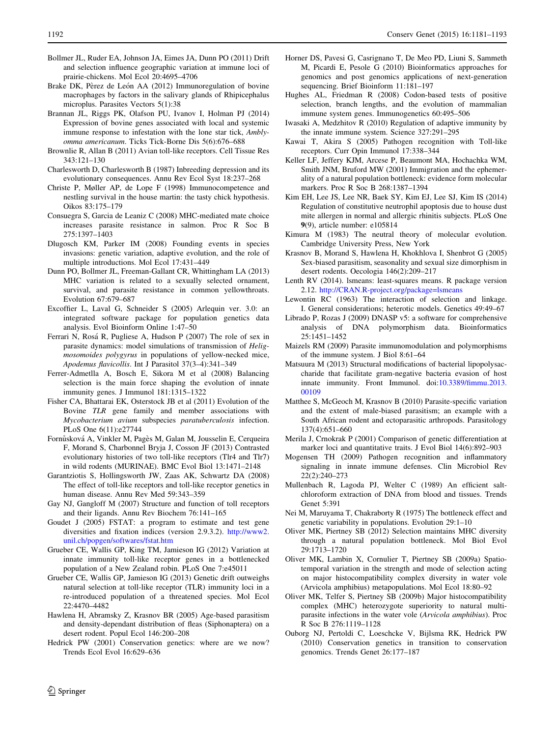Bollmer JL, Ruder EA, Johnson JA, Eimes JA, Dunn PO (2011) Drift and selection influence geographic variation at immune loci of prairie-chickens. Mol Ecol 20:4695–4706

Brake DK, Pèrez de León AA (2012) Immunoregulation of bovine macrophages by factors in the salivary glands of Rhipicephalus microplus. Parasites Vectors 5(1):38

Brannan JL, Riggs PK, Olafson PU, Ivanov I, Holman PJ (2014) Expression of bovine genes associated with local and systemic immune response to infestation with the lone star tick, *Amblyomma americanum*. Ticks Tick-Borne Dis 5(6):676–688

Brownlie R, Allan B (2011) Avian toll-like receptors. Cell Tissue Res 343:121–130

Charlesworth D, Charlesworth B (1987) Inbreeding depression and its evolutionary consequences. Annu Rev Ecol Syst 18:237–268

Christe P, Møller AP, de Lope F (1998) Immunocompetence and nestling survival in the house martin: the tasty chick hypothesis. Oikos 83:175–179

Consuegra S, Garcia de Leaniz C (2008) MHC-mediated mate choice increases parasite resistance in salmon. Proc R Soc B 275:1397–1403

Dlugosch KM, Parker IM (2008) Founding events in species invasions: genetic variation, adaptive evolution, and the role of multiple introductions. Mol Ecol 17:431–449

Dunn PO, Bollmer JL, Freeman-Gallant CR, Whittingham LA (2013) MHC variation is related to a sexually selected ornament, survival, and parasite resistance in common yellowthroats. Evolution 67:679–687

Excoffier L, Laval G, Schneider S (2005) Arlequin ver. 3.0: an integrated software package for population genetics data analysis. Evol Bioinform Online 1:47–50

Ferrari N, Rosá R, Pugliese A, Hudson P (2007) The role of sex in parasite dynamics: model simulations of transmission of *Heligmosomoides polygyrus* in populations of yellow-necked mice, *Apodemus flavicollis*. Int J Parasitol 37(3–4):341–349

Ferrer-Admetlla A, Bosch E, Sikora M et al (2008) Balancing selection is the main force shaping the evolution of innate immunity genes. J Immunol 181:1315–1322

Fisher CA, Bhattarai EK, Osterstock JB et al (2011) Evolution of the Bovine *TLR* gene family and member associations with *Mycobacterium avium* subspecies *paratuberculosis* infection. PLoS One 6(11):e27744

Fornůsková A, Vinkler M, Pagès M, Galan M, Jousselin E, Cerqueira F, Morand S, Charbonnel Bryja J, Cosson JF (2013) Contrasted evolutionary histories of two toll-like receptors (Tlr4 and Tlr7) in wild rodents (MURINAE). BMC Evol Biol 13:1471–2148

Garantziotis S, Hollingsworth JW, Zaas AK, Schwartz DA (2008) The effect of toll-like receptors and toll-like receptor genetics in human disease. Annu Rev Med 59:343–359

Gay NJ, Gangloff M (2007) Structure and function of toll receptors and their ligands. Annu Rev Biochem 76:141–165

Goudet J (2005) FSTAT: a program to estimate and test gene diversities and fixation indices (version 2.9.3.2). http://www2.unil.ch/popgen/softwares/fstat.htm

Grueber CE, Wallis GP, King TM, Jamieson IG (2012) Variation at innate immunity toll-like receptor genes in a bottlenecked population of a New Zealand robin. PLoS One 7:e45011

Grueber CE, Wallis GP, Jamieson IG (2013) Genetic drift outweighs natural selection at toll-like receptor (TLR) immunity loci in a re-introduced population of a threatened species. Mol Ecol 22:4470–4482

Hawlena H, Abramsky Z, Krasnov BR (2005) Age-based parasitism and density-dependant distribution of fleas (Siphonaptera) on a desert rodent. Popul Ecol 146:200–208

Hedrick PW (2001) Conservation genetics: where are we now? Trends Ecol Evol 16:629–636

Horner DS, Pavesi G, Castrignano T, De Meo PD, Liuni S, Sammeth M, Picardi E, Pesole G (2010) Bioinformatics approaches for genomics and post genomics applications of next-generation sequencing. Brief Bioinform 11:181–197

Hughes AL, Friedman R (2008) Codon-based tests of positive selection, branch lengths, and the evolution of mammalian immune system genes. Immunogenetics 60:495–506

Iwasaki A, Medzhitov R (2010) Regulation of adaptive immunity by the innate immune system. Science 327:291–295

Kawai T, Akira S (2005) Pathogen recognition with Toll-like receptors. Curr Opin Immunol 17:338–344

Keller LF, Jeffery KJM, Arcese P, Beaumont MA, Hochachka WM, Smith JNM, Bruford MW (2001) Immigration and the ephemerality of a natural population bottleneck: evidence form molecular markers. Proc R Soc B 268:1387–1394

Kim EH, Lee JS, Lee NR, Baek SY, Kim EJ, Lee SJ, Kim IS (2014) Regulation of constitutive neutrophil apoptosis due to house dust mite allergen in normal and allergic rhinitis subjects. PLoS One 9(9), article number: e105814

Kimura M (1983) The neutral theory of molecular evolution. Cambridge University Press, New York

Krasnov B, Morand S, Hawlena H, Khokhlova I, Shenbrot G (2005) Sex-biased parasitism, seasonality and sexual size dimorphism in desert rodents. Oecologia 146(2):209–217

Lenth RV (2014). lsmeans: least-squares means. R package version 2.12. http://CRAN.R-project.org/package=lsmeans

Lewontin RC (1963) The interaction of selection and linkage. I. General considerations; heterotic models. Genetics 49:49–67

Librado P, Rozas J (2009) DNASP v5: a software for comprehensive analysis of DNA polymorphism data. Bioinformatics 25:1451–1452

Maizels RM (2009) Parasite immunomodulation and polymorphisms of the immune system. J Biol 8:61–64

Matsuura M (2013) Structural modifications of bacterial lipopolysaccharide that facilitate gram-negative bacteria evasion of host innate immunity. Front Immunol. doi:10.3389/fimmu.2013.00109

Matthee S, McGeoch M, Krasnov B (2010) Parasite-specific variation and the extent of male-biased parasitism; an example with a South African rodent and ectoparasitic arthropods. Parasitology 137(4):651–660

Merila J, Crnokrak P (2001) Comparison of genetic differentiation at marker loci and quantitative traits. J Evol Biol 14(6):892–903

Mogensen TH (2009) Pathogen recognition and inflammatory signaling in innate immune defenses. Clin Microbiol Rev 22(2):240–273

Mullenbach R, Lagoda PJ, Welter C (1989) An efficient salt-chloroform extraction of DNA from blood and tissues. Trends Genet 5:391

Nei M, Maruyama T, Chakraborty R (1975) The bottleneck effect and genetic variability in populations. Evolution 29:1–10

Oliver MK, Piertney SB (2012) Selection maintains MHC diversity through a natural population bottleneck. Mol Biol Evol 29:1713–1720

Oliver MK, Lambin X, Cornulier T, Piertney SB (2009a) Spatio-temporal variation in the strength and mode of selection acting on major histocompatibility complex diversity in water vole (Arvicola amphibius) metapopulations. Mol Ecol 18:80–92

Oliver MK, Telfer S, Piertney SB (2009b) Major histocompatibility complex (MHC) heterozygote superiority to natural multi-parasite infections in the water vole (*Arvicola amphibius*). Proc R Soc B 276:1119–1128

Ouborg NJ, Pertoldi C, Loeschcke V, Bijlsma RK, Hedrick PW (2010) Conservation genetics in transition to conservation genomics. Trends Genet 26:177–187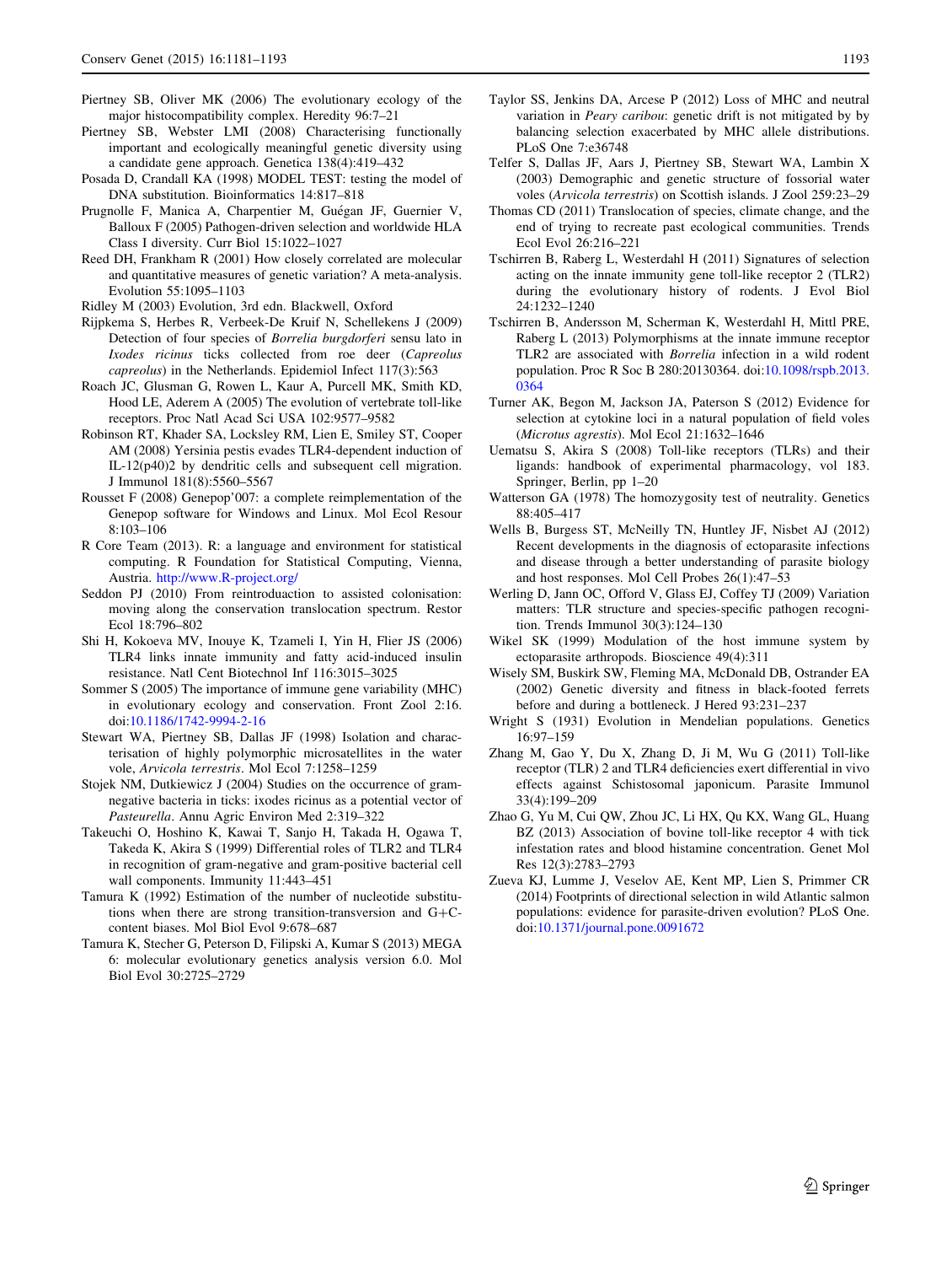Piertney SB, Oliver MK (2006) The evolutionary ecology of the major histocompatibility complex. Heredity 96:7–21

Piertney SB, Webster LMI (2008) Characterising functionally important and ecologically meaningful genetic diversity using a candidate gene approach. Genetica 138(4):419–432

Posada D, Crandall KA (1998) MODEL TEST: testing the model of DNA substitution. Bioinformatics 14:817–818

Prugnolle F, Manica A, Charpentier M, Guégan JF, Guernier V, Balloux F (2005) Pathogen-driven selection and worldwide HLA Class I diversity. Curr Biol 15:1022–1027

Reed DH, Frankham R (2001) How closely correlated are molecular and quantitative measures of genetic variation? A meta-analysis. Evolution 55:1095–1103

Ridley M (2003) Evolution, 3rd edn. Blackwell, Oxford

Rijpkema S, Herbes R, Verbeek-De Kruif N, Schellekens J (2009) Detection of four species of *Borrelia burgdorferi* sensu lato in *Ixodes ricinus* ticks collected from roe deer (*Capreolus capreolus*) in the Netherlands. Epidemiol Infect 117(3):563

Roach JC, Glusman G, Rowen L, Kaur A, Purcell MK, Smith KD, Hood LE, Aderem A (2005) The evolution of vertebrate toll-like receptors. Proc Natl Acad Sci USA 102:9577–9582

Robinson RT, Khader SA, Locksley RM, Lien E, Smiley ST, Cooper AM (2008) Yersinia pestis evades TLR4-dependent induction of IL-12(p40)2 by dendritic cells and subsequent cell migration. J Immunol 181(8):5560–5567

Rousset F (2008) Genepop'007: a complete reimplementation of the Genepop software for Windows and Linux. Mol Ecol Resour 8:103–106

R Core Team (2013). R: a language and environment for statistical computing. R Foundation for Statistical Computing, Vienna, Austria. http://www.R-project.org/

Seddon PJ (2010) From reintroduaction to assisted colonisation: moving along the conservation translocation spectrum. Restor Ecol 18:796–802

Shi H, Kokoeva MV, Inouye K, Tzameli I, Yin H, Flier JS (2006) TLR4 links innate immunity and fatty acid-induced insulin resistance. Natl Cent Biotechnol Inf 116:3015–3025

Sommer S (2005) The importance of immune gene variability (MHC) in evolutionary ecology and conservation. Front Zool 2:16. doi:10.1186/1742-9994-2-16

Stewart WA, Piertney SB, Dallas JF (1998) Isolation and characterisation of highly polymorphic microsatellites in the water vole, *Arvicola terrestris*. Mol Ecol 7:1258–1259

Stojek NM, Dutkiewicz J (2004) Studies on the occurrence of gram-negative bacteria in ticks: ixodes ricinus as a potential vector of *Pasteurella*. Annu Agric Environ Med 2:319–322

Takeuchi O, Hoshino K, Kawai T, Sanjo H, Takada H, Ogawa T, Takeda K, Akira S (1999) Differential roles of TLR2 and TLR4 in recognition of gram-negative and gram-positive bacterial cell wall components. Immunity 11:443–451

Tamura K (1992) Estimation of the number of nucleotide substitutions when there are strong transition-transversion and G+C-content biases. Mol Biol Evol 9:678–687

Tamura K, Stecher G, Peterson D, Filipski A, Kumar S (2013) MEGA 6: molecular evolutionary genetics analysis version 6.0. Mol Biol Evol 30:2725–2729

Taylor SS, Jenkins DA, Arcese P (2012) Loss of MHC and neutral variation in *Peary caribou*: genetic drift is not mitigated by by balancing selection exacerbated by MHC allele distributions. PLoS One 7:e36748

Telfer S, Dallas JF, Aars J, Piertney SB, Stewart WA, Lambin X (2003) Demographic and genetic structure of fossorial water voles (*Arvicola terrestris*) on Scottish islands. J Zool 259:23–29

Thomas CD (2011) Translocation of species, climate change, and the end of trying to recreate past ecological communities. Trends Ecol Evol 26:216–221

Tschirren B, Raberg L, Westerdahl H (2011) Signatures of selection acting on the innate immunity gene toll-like receptor 2 (TLR2) during the evolutionary history of rodents. J Evol Biol 24:1232–1240

Tschirren B, Andersson M, Scherman K, Westerdahl H, Mittl PRE, Raberg L (2013) Polymorphisms at the innate immune receptor TLR2 are associated with *Borrelia* infection in a wild rodent population. Proc R Soc B 280:20130364. doi:10.1098/rspb.2013.0364

Turner AK, Begon M, Jackson JA, Paterson S (2012) Evidence for selection at cytokine loci in a natural population of field voles (*Microtus agrestis*). Mol Ecol 21:1632–1646

Uematsu S, Akira S (2008) Toll-like receptors (TLRs) and their ligands: handbook of experimental pharmacology, vol 183. Springer, Berlin, pp 1–20

Watterson GA (1978) The homozygosity test of neutrality. Genetics 88:405–417

Wells B, Burgess ST, McNeilly TN, Huntley JF, Nisbet AJ (2012) Recent developments in the diagnosis of ectoparasite infections and disease through a better understanding of parasite biology and host responses. Mol Cell Probes 26(1):47–53

Werling D, Jann OC, Offord V, Glass EJ, Coffey TJ (2009) Variation matters: TLR structure and species-specific pathogen recognition. Trends Immunol 30(3):124–130

Wikel SK (1999) Modulation of the host immune system by ectoparasite arthropods. Bioscience 49(4):311

Wisely SM, Buskirk SW, Fleming MA, McDonald DB, Ostrander EA (2002) Genetic diversity and fitness in black-footed ferrets before and during a bottleneck. J Hered 93:231–237

Wright S (1931) Evolution in Mendelian populations. Genetics 16:97–159

Zhang M, Gao Y, Du X, Zhang D, Ji M, Wu G (2011) Toll-like receptor (TLR) 2 and TLR4 deficiencies exert differential in vivo effects against Schistosomal japonicum. Parasite Immunol 33(4):199–209

Zhao G, Yu M, Cui QW, Zhou JC, Li HX, Qu KX, Wang GL, Huang BZ (2013) Association of bovine toll-like receptor 4 with tick infestation rates and blood histamine concentration. Genet Mol Res 12(3):2783–2793

Zueva KJ, Lumme J, Veselov AE, Kent MP, Lien S, Primmer CR (2014) Footprints of directional selection in wild Atlantic salmon populations: evidence for parasite-driven evolution? PLoS One. doi:10.1371/journal.pone.0091672